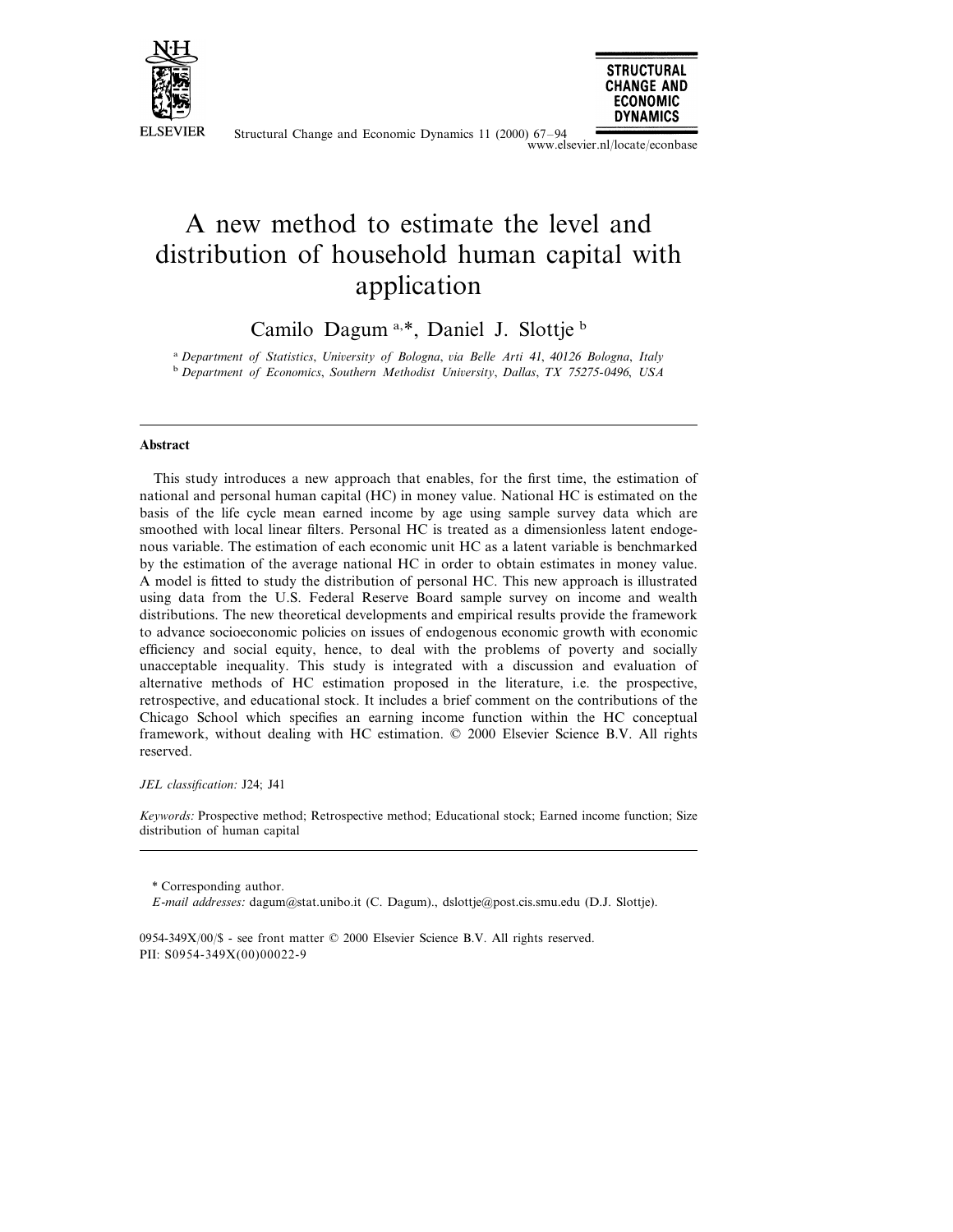# A new method to estimate the level and distribution of household human capital with application

Camilo Dagum [a,*], Daniel J. Slottje [b]

[a] *Department of Statistics, University of Bologna, via Belle Arti 41, 40126 Bologna, Italy*

[b] *Department of Economics, Southern Methodist University, Dallas, TX 75275-0496, USA*

---

### Abstract

This study introduces a new approach that enables, for the first time, the estimation of national and personal human capital (HC) in money value. National HC is estimated on the basis of the life cycle mean earned income by age using sample survey data which are smoothed with local linear filters. Personal HC is treated as a dimensionless latent endogenous variable. The estimation of each economic unit HC as a latent variable is benchmarked by the estimation of the average national HC in order to obtain estimates in money value. A model is fitted to study the distribution of personal HC. This new approach is illustrated using data from the U.S. Federal Reserve Board sample survey on income and wealth distributions. The new theoretical developments and empirical results provide the framework to advance socioeconomic policies on issues of endogenous economic growth with economic efficiency and social equity, hence, to deal with the problems of poverty and socially unacceptable inequality. This study is integrated with a discussion and evaluation of alternative methods of HC estimation proposed in the literature, i.e. the prospective, retrospective, and educational stock. It includes a brief comment on the contributions of the Chicago School which specifies an earning income function within the HC conceptual framework, without dealing with HC estimation. © 2000 Elsevier Science B.V. All rights reserved.

*JEL classification:* J24; J41

*Keywords:* Prospective method; Retrospective method; Educational stock; Earned income function; Size distribution of human capital

---

\* Corresponding author.

*E-mail addresses:* dagum@stat.unibo.it (C. Dagum)., dslottje@post.cis.smu.edu (D.J. Slottje).

0954-349X/00/$ - see front matter © 2000 Elsevier Science B.V. All rights reserved.
PII: S0954-349X(00)00022-9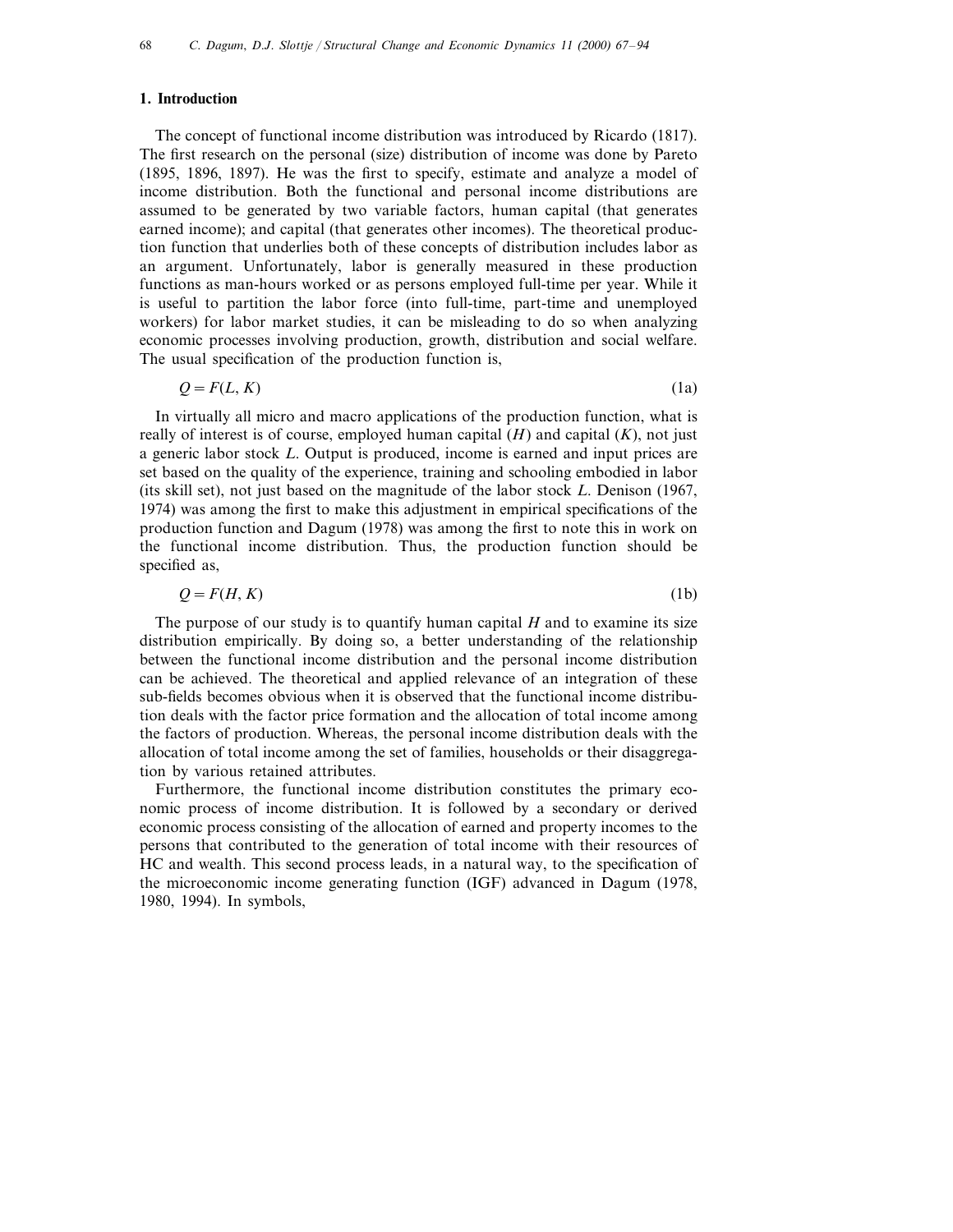## 1. Introduction

The concept of functional income distribution was introduced by Ricardo (1817). The first research on the personal (size) distribution of income was done by Pareto (1895, 1896, 1897). He was the first to specify, estimate and analyze a model of income distribution. Both the functional and personal income distributions are assumed to be generated by two variable factors, human capital (that generates earned income); and capital (that generates other incomes). The theoretical production function that underlies both of these concepts of distribution includes labor as an argument. Unfortunately, labor is generally measured in these production functions as man-hours worked or as persons employed full-time per year. While it is useful to partition the labor force (into full-time, part-time and unemployed workers) for labor market studies, it can be misleading to do so when analyzing economic processes involving production, growth, distribution and social welfare. The usual specification of the production function is,

$$Q = F(L, K) \tag{1a}$$

In virtually all micro and macro applications of the production function, what is really of interest is of course, employed human capital ($H$) and capital ($K$), not just a generic labor stock $L$. Output is produced, income is earned and input prices are set based on the quality of the experience, training and schooling embodied in labor (its skill set), not just based on the magnitude of the labor stock $L$. Denison (1967, 1974) was among the first to make this adjustment in empirical specifications of the production function and Dagum (1978) was among the first to note this in work on the functional income distribution. Thus, the production function should be specified as,

$$Q = F(H, K) \tag{1b}$$

The purpose of our study is to quantify human capital $H$ and to examine its size distribution empirically. By doing so, a better understanding of the relationship between the functional income distribution and the personal income distribution can be achieved. The theoretical and applied relevance of an integration of these sub-fields becomes obvious when it is observed that the functional income distribution deals with the factor price formation and the allocation of total income among the factors of production. Whereas, the personal income distribution deals with the allocation of total income among the set of families, households or their disaggregation by various retained attributes.

Furthermore, the functional income distribution constitutes the primary economic process of income distribution. It is followed by a secondary or derived economic process consisting of the allocation of earned and property incomes to the persons that contributed to the generation of total income with their resources of HC and wealth. This second process leads, in a natural way, to the specification of the microeconomic income generating function (IGF) advanced in Dagum (1978, 1980, 1994). In symbols,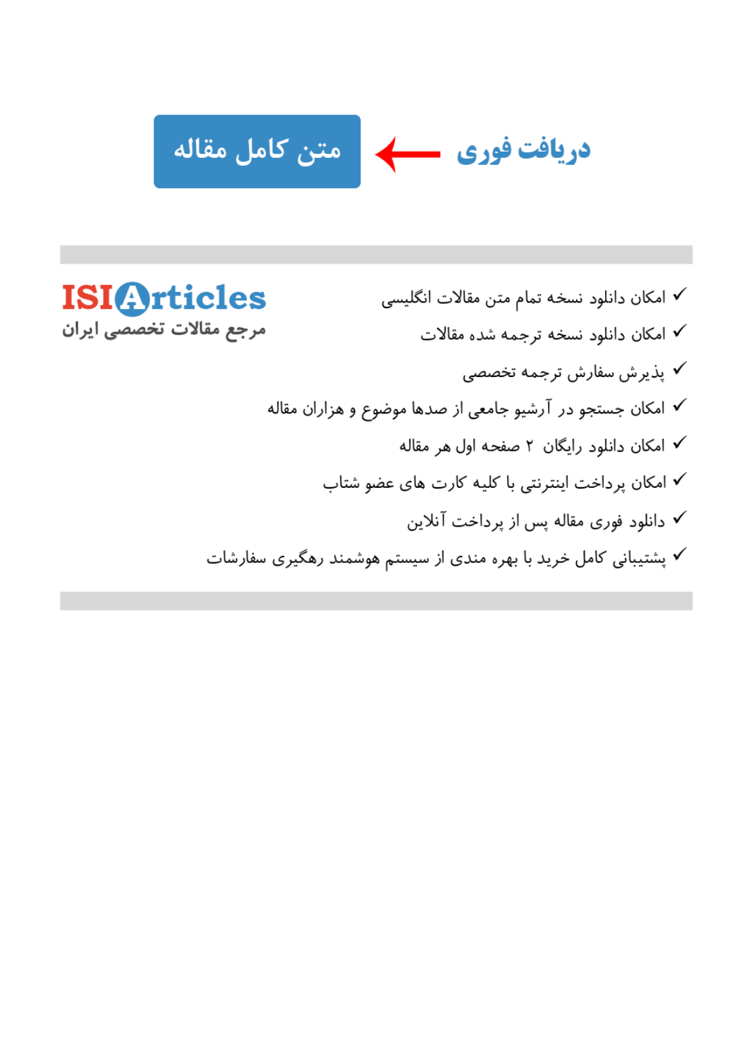دریافت فوری ← متن کامل مقاله

ISIArticles
مرجع مقالات تخصصی ایران

- ✓ امکان دانلود نسخه تمام متن مقالات انگلیسی
- ✓ امکان دانلود نسخه ترجمه شده مقالات
- ✓ پذیرش سفارش ترجمه تخصصی
- ✓ امکان جستجو در آرشیو جامعی از صدها موضوع و هزاران مقاله
- ✓ امکان دانلود رایگان ۲ صفحه اول هر مقاله
- ✓ امکان پرداخت اینترنتی با کلیه کارت های عضو شتاب
- ✓ دانلود فوری مقاله پس از پرداخت آنلاین
- ✓ پشتیبانی کامل خرید با بهره مندی از سیستم هوشمند رهگیری سفارشات